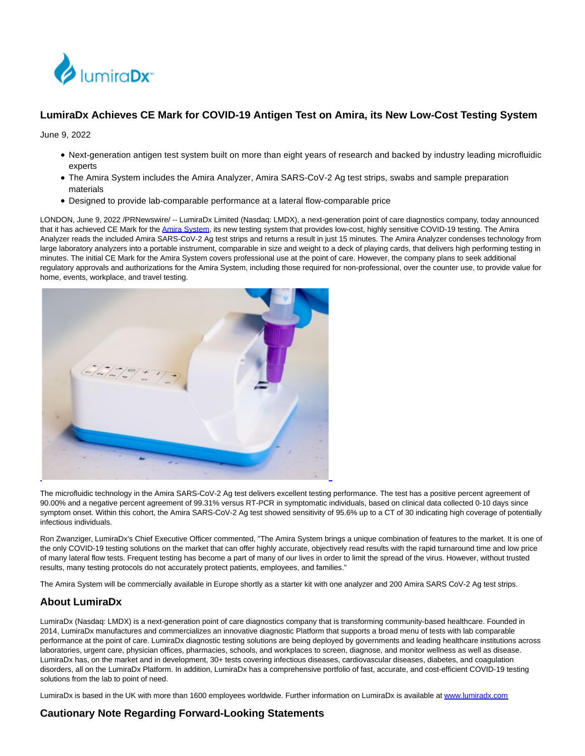# LumiraDx Achieves CE Mark for COVID-19 Antigen Test on Amira, its New Low-Cost Testing System

June 9, 2022

- Next-generation antigen test system built on more than eight years of research and backed by industry leading microfluidic experts
- The Amira System includes the Amira Analyzer, Amira SARS-CoV-2 Ag test strips, swabs and sample preparation materials
- Designed to provide lab-comparable performance at a lateral flow-comparable price

LONDON, June 9, 2022 /PRNewswire/ -- LumiraDx Limited (Nasdaq: LMDX), a next-generation point of care diagnostics company, today announced that it has achieved CE Mark for the Amira System, its new testing system that provides low-cost, highly sensitive COVID-19 testing. The Amira Analyzer reads the included Amira SARS-CoV-2 Ag test strips and returns a result in just 15 minutes. The Amira Analyzer condenses technology from large laboratory analyzers into a portable instrument, comparable in size and weight to a deck of playing cards, that delivers high performing testing in minutes. The initial CE Mark for the Amira System covers professional use at the point of care. However, the company plans to seek additional regulatory approvals and authorizations for the Amira System, including those required for non-professional, over the counter use, to provide value for home, events, workplace, and travel testing.

The microfluidic technology in the Amira SARS-CoV-2 Ag test delivers excellent testing performance. The test has a positive percent agreement of 90.00% and a negative percent agreement of 99.31% versus RT-PCR in symptomatic individuals, based on clinical data collected 0-10 days since symptom onset. Within this cohort, the Amira SARS-CoV-2 Ag test showed sensitivity of 95.6% up to a CT of 30 indicating high coverage of potentially infectious individuals.

Ron Zwanziger, LumiraDx's Chief Executive Officer commented, "The Amira System brings a unique combination of features to the market. It is one of the only COVID-19 testing solutions on the market that can offer highly accurate, objectively read results with the rapid turnaround time and low price of many lateral flow tests. Frequent testing has become a part of many of our lives in order to limit the spread of the virus. However, without trusted results, many testing protocols do not accurately protect patients, employees, and families."

The Amira System will be commercially available in Europe shortly as a starter kit with one analyzer and 200 Amira SARS CoV-2 Ag test strips.

## About LumiraDx

LumiraDx (Nasdaq: LMDX) is a next-generation point of care diagnostics company that is transforming community-based healthcare. Founded in 2014, LumiraDx manufactures and commercializes an innovative diagnostic Platform that supports a broad menu of tests with lab comparable performance at the point of care. LumiraDx diagnostic testing solutions are being deployed by governments and leading healthcare institutions across laboratories, urgent care, physician offices, pharmacies, schools, and workplaces to screen, diagnose, and monitor wellness as well as disease. LumiraDx has, on the market and in development, 30+ tests covering infectious diseases, cardiovascular diseases, diabetes, and coagulation disorders, all on the LumiraDx Platform. In addition, LumiraDx has a comprehensive portfolio of fast, accurate, and cost-efficient COVID-19 testing solutions from the lab to point of need.

LumiraDx is based in the UK with more than 1600 employees worldwide. Further information on LumiraDx is available at www.lumiradx.com

## Cautionary Note Regarding Forward-Looking Statements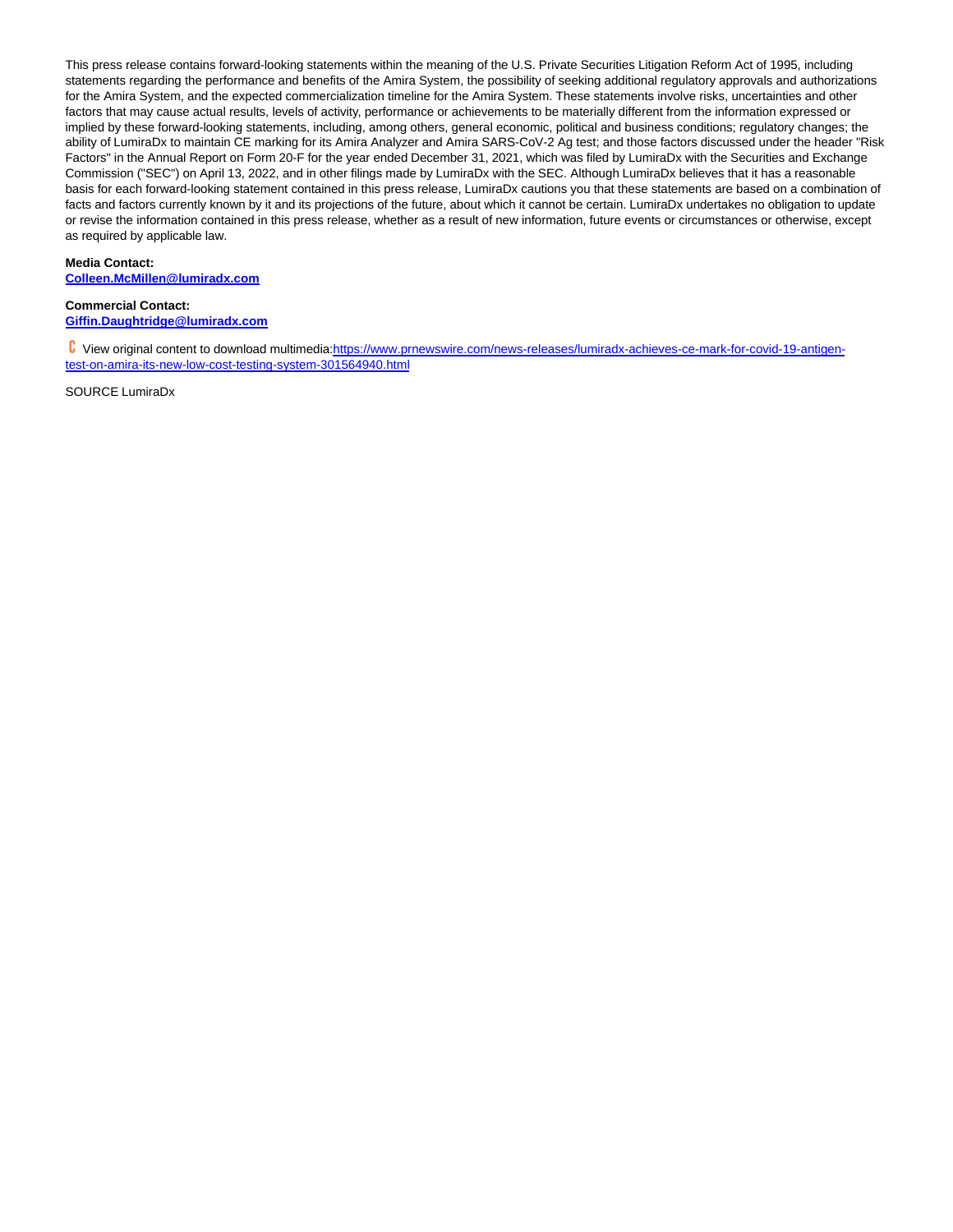This press release contains forward-looking statements within the meaning of the U.S. Private Securities Litigation Reform Act of 1995, including statements regarding the performance and benefits of the Amira System, the possibility of seeking additional regulatory approvals and authorizations for the Amira System, and the expected commercialization timeline for the Amira System. These statements involve risks, uncertainties and other factors that may cause actual results, levels of activity, performance or achievements to be materially different from the information expressed or implied by these forward-looking statements, including, among others, general economic, political and business conditions; regulatory changes; the ability of LumiraDx to maintain CE marking for its Amira Analyzer and Amira SARS-CoV-2 Ag test; and those factors discussed under the header "Risk Factors" in the Annual Report on Form 20-F for the year ended December 31, 2021, which was filed by LumiraDx with the Securities and Exchange Commission ("SEC") on April 13, 2022, and in other filings made by LumiraDx with the SEC. Although LumiraDx believes that it has a reasonable basis for each forward-looking statement contained in this press release, LumiraDx cautions you that these statements are based on a combination of facts and factors currently known by it and its projections of the future, about which it cannot be certain. LumiraDx undertakes no obligation to update or revise the information contained in this press release, whether as a result of new information, future events or circumstances or otherwise, except as required by applicable law.

**Media Contact:**
**Colleen.McMillen@lumiradx.com**

**Commercial Contact:**
**Giffin.Daughtridge@lumiradx.com**

View original content to download multimedia:https://www.prnewswire.com/news-releases/lumiradx-achieves-ce-mark-for-covid-19-antigen-test-on-amira-its-new-low-cost-testing-system-301564940.html

SOURCE LumiraDx